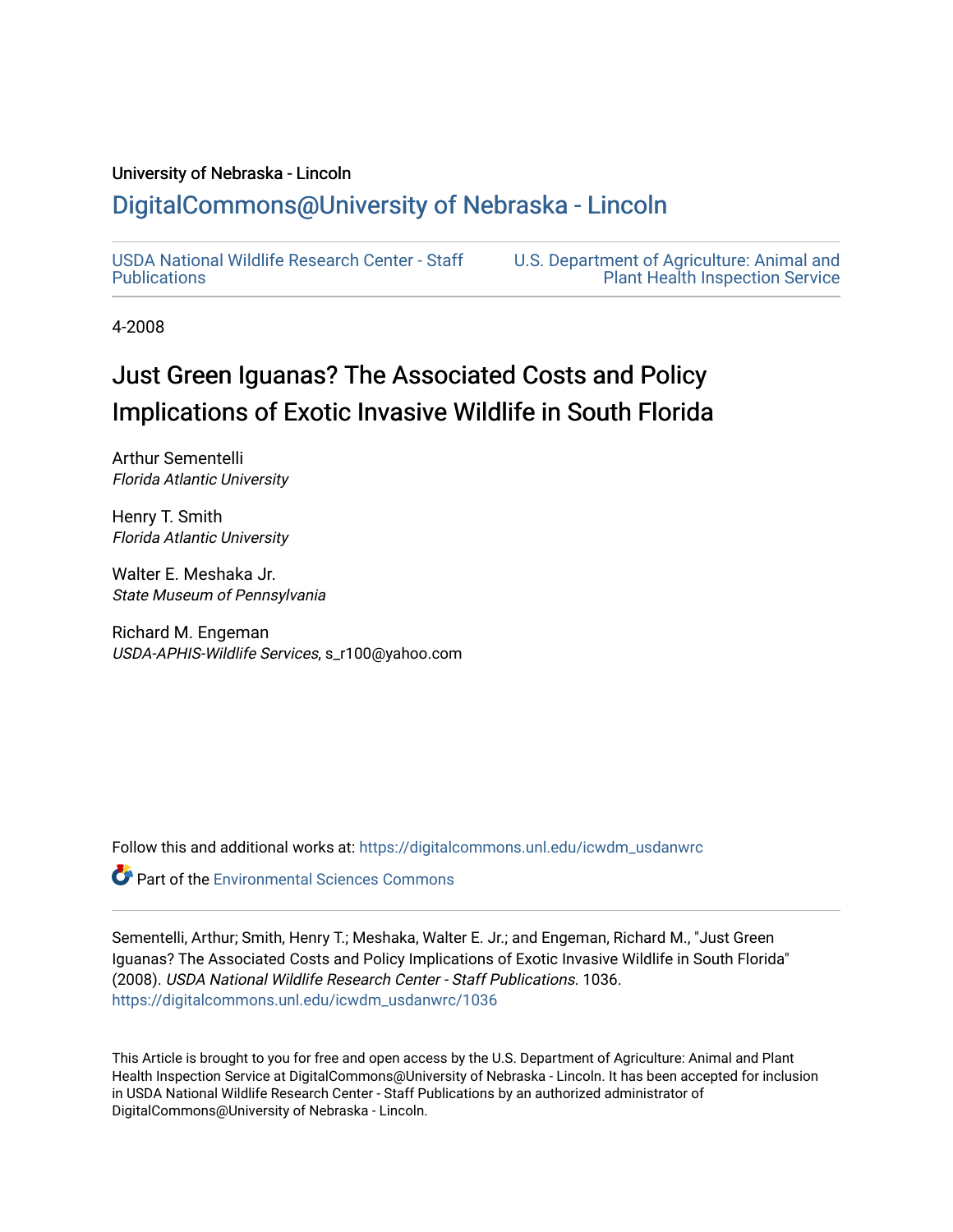University of Nebraska - Lincoln

## DigitalCommons@University of Nebraska - Lincoln

USDA National Wildlife Research Center - Staff Publications

U.S. Department of Agriculture: Animal and Plant Health Inspection Service

4-2008

# Just Green Iguanas? The Associated Costs and Policy Implications of Exotic Invasive Wildlife in South Florida

Arthur Sementelli
*Florida Atlantic University*

Henry T. Smith
*Florida Atlantic University*

Walter E. Meshaka Jr.
*State Museum of Pennsylvania*

Richard M. Engeman
*USDA-APHIS-Wildlife Services*, s_r100@yahoo.com

Follow this and additional works at: https://digitalcommons.unl.edu/icwdm_usdanwrc

Part of the Environmental Sciences Commons

Sementelli, Arthur; Smith, Henry T.; Meshaka, Walter E. Jr.; and Engeman, Richard M., "Just Green Iguanas? The Associated Costs and Policy Implications of Exotic Invasive Wildlife in South Florida" (2008). *USDA National Wildlife Research Center - Staff Publications*. 1036.
https://digitalcommons.unl.edu/icwdm_usdanwrc/1036

This Article is brought to you for free and open access by the U.S. Department of Agriculture: Animal and Plant Health Inspection Service at DigitalCommons@University of Nebraska - Lincoln. It has been accepted for inclusion in USDA National Wildlife Research Center - Staff Publications by an authorized administrator of DigitalCommons@University of Nebraska - Lincoln.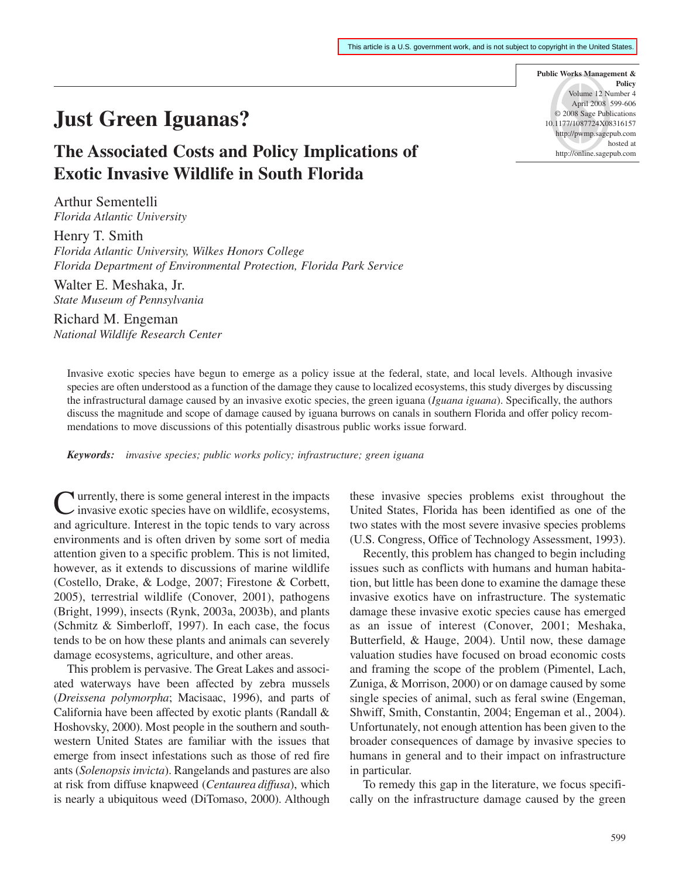This article is a U.S. government work, and is not subject to copyright in the United States.

# Just Green Iguanas?

## The Associated Costs and Policy Implications of Exotic Invasive Wildlife in South Florida

Arthur Sementelli
*Florida Atlantic University*

Henry T. Smith
*Florida Atlantic University, Wilkes Honors College*
*Florida Department of Environmental Protection, Florida Park Service*

Walter E. Meshaka, Jr.
*State Museum of Pennsylvania*

Richard M. Engeman
*National Wildlife Research Center*

Invasive exotic species have begun to emerge as a policy issue at the federal, state, and local levels. Although invasive species are often understood as a function of the damage they cause to localized ecosystems, this study diverges by discussing the infrastructural damage caused by an invasive exotic species, the green iguana (*Iguana iguana*). Specifically, the authors discuss the magnitude and scope of damage caused by iguana burrows on canals in southern Florida and offer policy recommendations to move discussions of this potentially disastrous public works issue forward.

***Keywords:*** *invasive species; public works policy; infrastructure; green iguana*

Currently, there is some general interest in the impacts invasive exotic species have on wildlife, ecosystems, and agriculture. Interest in the topic tends to vary across environments and is often driven by some sort of media attention given to a specific problem. This is not limited, however, as it extends to discussions of marine wildlife (Costello, Drake, & Lodge, 2007; Firestone & Corbett, 2005), terrestrial wildlife (Conover, 2001), pathogens (Bright, 1999), insects (Rynk, 2003a, 2003b), and plants (Schmitz & Simberloff, 1997). In each case, the focus tends to be on how these plants and animals can severely damage ecosystems, agriculture, and other areas.

This problem is pervasive. The Great Lakes and associated waterways have been affected by zebra mussels (*Dreissena polymorpha*; Macisaac, 1996), and parts of California have been affected by exotic plants (Randall & Hoshovsky, 2000). Most people in the southern and southwestern United States are familiar with the issues that emerge from insect infestations such as those of red fire ants (*Solenopsis invicta*). Rangelands and pastures are also at risk from diffuse knapweed (*Centaurea diffusa*), which is nearly a ubiquitous weed (DiTomaso, 2000). Although these invasive species problems exist throughout the United States, Florida has been identified as one of the two states with the most severe invasive species problems (U.S. Congress, Office of Technology Assessment, 1993).

Recently, this problem has changed to begin including issues such as conflicts with humans and human habitation, but little has been done to examine the damage these invasive exotics have on infrastructure. The systematic damage these invasive exotic species cause has emerged as an issue of interest (Conover, 2001; Meshaka, Butterfield, & Hauge, 2004). Until now, these damage valuation studies have focused on broad economic costs and framing the scope of the problem (Pimentel, Lach, Zuniga, & Morrison, 2000) or on damage caused by some single species of animal, such as feral swine (Engeman, Shwiff, Smith, Constantin, 2004; Engeman et al., 2004). Unfortunately, not enough attention has been given to the broader consequences of damage by invasive species to humans in general and to their impact on infrastructure in particular.

To remedy this gap in the literature, we focus specifically on the infrastructure damage caused by the green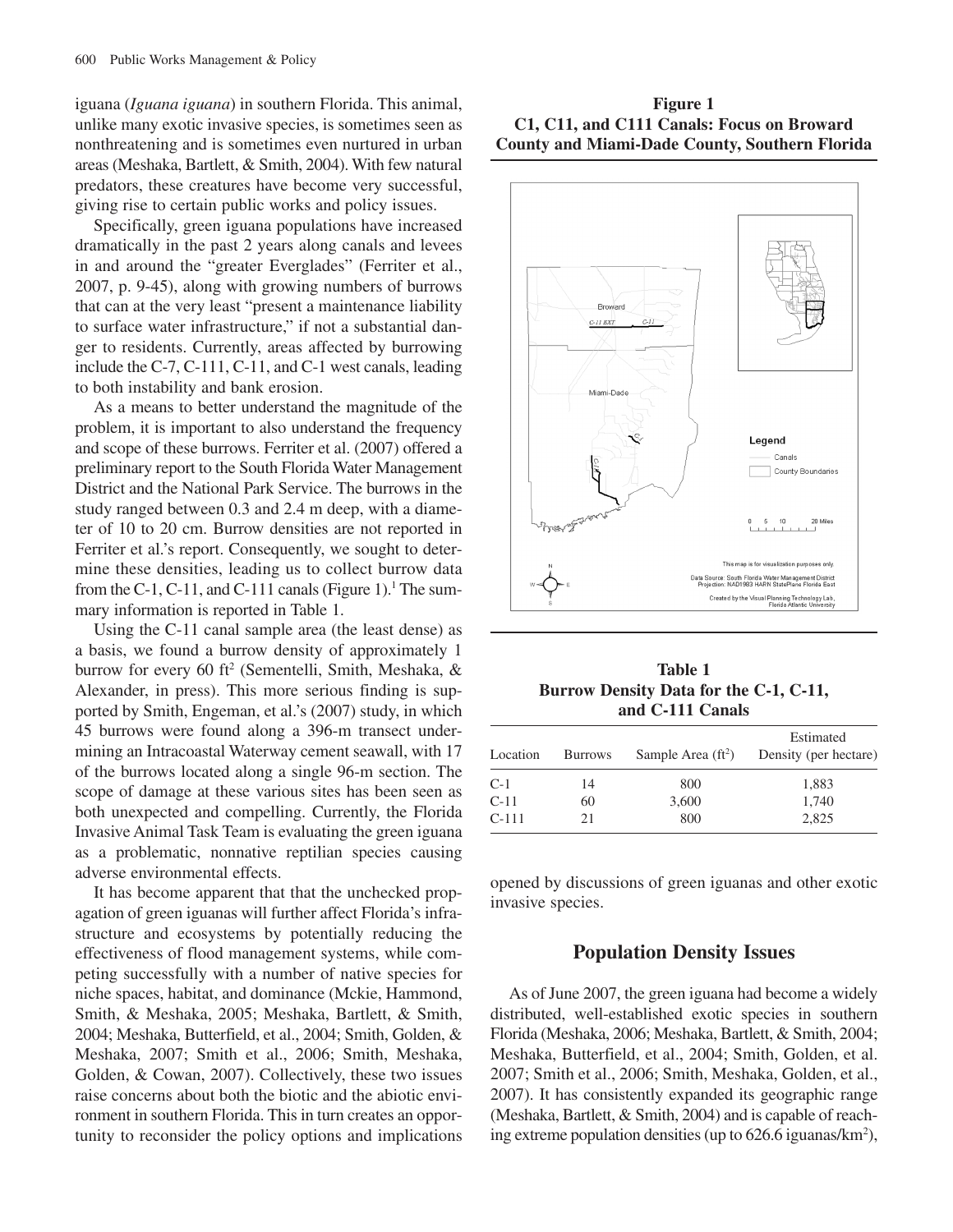iguana (*Iguana iguana*) in southern Florida. This animal, unlike many exotic invasive species, is sometimes seen as nonthreatening and is sometimes even nurtured in urban areas (Meshaka, Bartlett, & Smith, 2004). With few natural predators, these creatures have become very successful, giving rise to certain public works and policy issues.

Specifically, green iguana populations have increased dramatically in the past 2 years along canals and levees in and around the "greater Everglades" (Ferriter et al., 2007, p. 9-45), along with growing numbers of burrows that can at the very least "present a maintenance liability to surface water infrastructure," if not a substantial danger to residents. Currently, areas affected by burrowing include the C-7, C-111, C-11, and C-1 west canals, leading to both instability and bank erosion.

As a means to better understand the magnitude of the problem, it is important to also understand the frequency and scope of these burrows. Ferriter et al. (2007) offered a preliminary report to the South Florida Water Management District and the National Park Service. The burrows in the study ranged between 0.3 and 2.4 m deep, with a diameter of 10 to 20 cm. Burrow densities are not reported in Ferriter et al.'s report. Consequently, we sought to determine these densities, leading us to collect burrow data from the C-1, C-11, and C-111 canals (Figure 1).[1] The summary information is reported in Table 1.

Using the C-11 canal sample area (the least dense) as a basis, we found a burrow density of approximately 1 burrow for every 60 ft$^2$ (Sementelli, Smith, Meshaka, & Alexander, in press). This more serious finding is supported by Smith, Engeman, et al.'s (2007) study, in which 45 burrows were found along a 396-m transect undermining an Intracoastal Waterway cement seawall, with 17 of the burrows located along a single 96-m section. The scope of damage at these various sites has been seen as both unexpected and compelling. Currently, the Florida Invasive Animal Task Team is evaluating the green iguana as a problematic, nonnative reptilian species causing adverse environmental effects.

It has become apparent that that the unchecked propagation of green iguanas will further affect Florida's infrastructure and ecosystems by potentially reducing the effectiveness of flood management systems, while competing successfully with a number of native species for niche spaces, habitat, and dominance (Mckie, Hammond, Smith, & Meshaka, 2005; Meshaka, Bartlett, & Smith, 2004; Meshaka, Butterfield, et al., 2004; Smith, Golden, & Meshaka, 2007; Smith et al., 2006; Smith, Meshaka, Golden, & Cowan, 2007). Collectively, these two issues raise concerns about both the biotic and the abiotic environment in southern Florida. This in turn creates an opportunity to reconsider the policy options and implications opened by discussions of green iguanas and other exotic invasive species.

**Figure 1**
**C1, C11, and C111 Canals: Focus on Broward County and Miami-Dade County, Southern Florida**

**Table 1**
**Burrow Density Data for the C-1, C-11, and C-111 Canals**

| Location | Burrows | Sample Area (ft$^2$) | Estimated Density (per hectare) |
|---|---|---|---|
| C-1 | 14 | 800 | 1,883 |
| C-11 | 60 | 3,600 | 1,740 |
| C-111 | 21 | 800 | 2,825 |

## Population Density Issues

As of June 2007, the green iguana had become a widely distributed, well-established exotic species in southern Florida (Meshaka, 2006; Meshaka, Bartlett, & Smith, 2004; Meshaka, Butterfield, et al., 2004; Smith, Golden, et al. 2007; Smith et al., 2006; Smith, Meshaka, Golden, et al., 2007). It has consistently expanded its geographic range (Meshaka, Bartlett, & Smith, 2004) and is capable of reaching extreme population densities (up to 626.6 iguanas/km$^2$),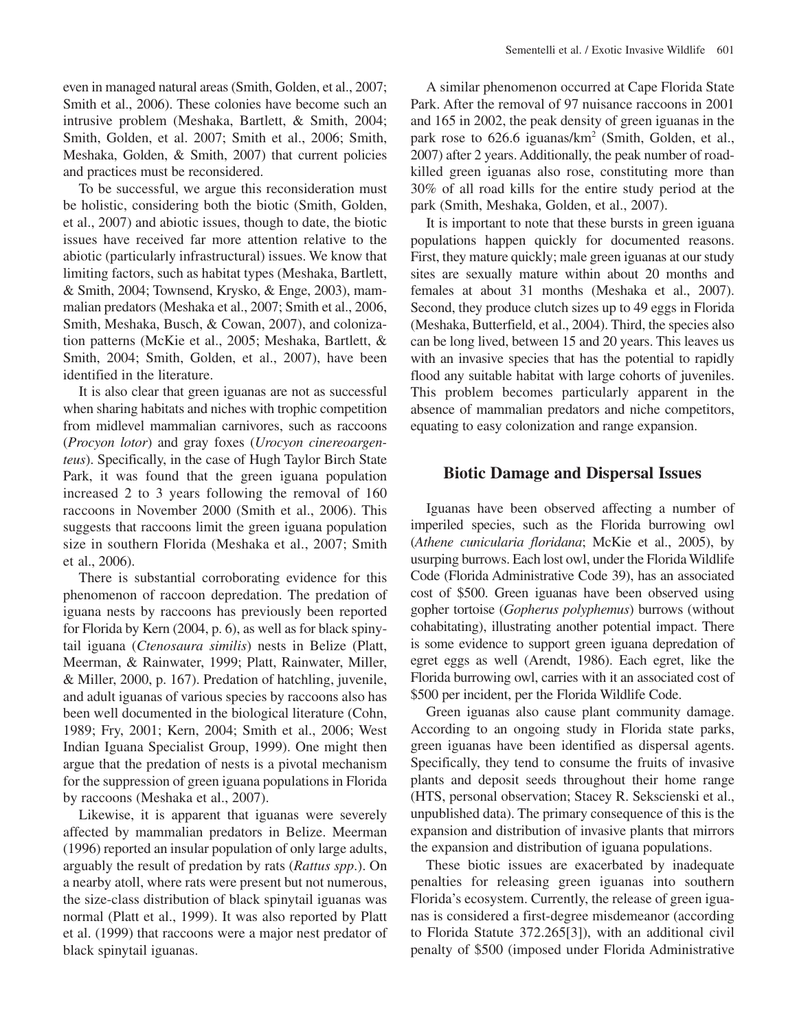even in managed natural areas (Smith, Golden, et al., 2007; Smith et al., 2006). These colonies have become such an intrusive problem (Meshaka, Bartlett, & Smith, 2004; Smith, Golden, et al. 2007; Smith et al., 2006; Smith, Meshaka, Golden, & Smith, 2007) that current policies and practices must be reconsidered.

To be successful, we argue this reconsideration must be holistic, considering both the biotic (Smith, Golden, et al., 2007) and abiotic issues, though to date, the biotic issues have received far more attention relative to the abiotic (particularly infrastructural) issues. We know that limiting factors, such as habitat types (Meshaka, Bartlett, & Smith, 2004; Townsend, Krysko, & Enge, 2003), mammalian predators (Meshaka et al., 2007; Smith et al., 2006, Smith, Meshaka, Busch, & Cowan, 2007), and colonization patterns (McKie et al., 2005; Meshaka, Bartlett, & Smith, 2004; Smith, Golden, et al., 2007), have been identified in the literature.

It is also clear that green iguanas are not as successful when sharing habitats and niches with trophic competition from midlevel mammalian carnivores, such as raccoons (*Procyon lotor*) and gray foxes (*Urocyon cinereoargenteus*). Specifically, in the case of Hugh Taylor Birch State Park, it was found that the green iguana population increased 2 to 3 years following the removal of 160 raccoons in November 2000 (Smith et al., 2006). This suggests that raccoons limit the green iguana population size in southern Florida (Meshaka et al., 2007; Smith et al., 2006).

There is substantial corroborating evidence for this phenomenon of raccoon depredation. The predation of iguana nests by raccoons has previously been reported for Florida by Kern (2004, p. 6), as well as for black spinytail iguana (*Ctenosaura similis*) nests in Belize (Platt, Meerman, & Rainwater, 1999; Platt, Rainwater, Miller, & Miller, 2000, p. 167). Predation of hatchling, juvenile, and adult iguanas of various species by raccoons also has been well documented in the biological literature (Cohn, 1989; Fry, 2001; Kern, 2004; Smith et al., 2006; West Indian Iguana Specialist Group, 1999). One might then argue that the predation of nests is a pivotal mechanism for the suppression of green iguana populations in Florida by raccoons (Meshaka et al., 2007).

Likewise, it is apparent that iguanas were severely affected by mammalian predators in Belize. Meerman (1996) reported an insular population of only large adults, arguably the result of predation by rats (*Rattus spp*.). On a nearby atoll, where rats were present but not numerous, the size-class distribution of black spinytail iguanas was normal (Platt et al., 1999). It was also reported by Platt et al. (1999) that raccoons were a major nest predator of black spinytail iguanas.

A similar phenomenon occurred at Cape Florida State Park. After the removal of 97 nuisance raccoons in 2001 and 165 in 2002, the peak density of green iguanas in the park rose to 626.6 iguanas/km$^2$ (Smith, Golden, et al., 2007) after 2 years. Additionally, the peak number of road-killed green iguanas also rose, constituting more than 30% of all road kills for the entire study period at the park (Smith, Meshaka, Golden, et al., 2007).

It is important to note that these bursts in green iguana populations happen quickly for documented reasons. First, they mature quickly; male green iguanas at our study sites are sexually mature within about 20 months and females at about 31 months (Meshaka et al., 2007). Second, they produce clutch sizes up to 49 eggs in Florida (Meshaka, Butterfield, et al., 2004). Third, the species also can be long lived, between 15 and 20 years. This leaves us with an invasive species that has the potential to rapidly flood any suitable habitat with large cohorts of juveniles. This problem becomes particularly apparent in the absence of mammalian predators and niche competitors, equating to easy colonization and range expansion.

## Biotic Damage and Dispersal Issues

Iguanas have been observed affecting a number of imperiled species, such as the Florida burrowing owl (*Athene cunicularia floridana*; McKie et al., 2005), by usurping burrows. Each lost owl, under the Florida Wildlife Code (Florida Administrative Code 39), has an associated cost of $500. Green iguanas have been observed using gopher tortoise (*Gopherus polyphemus*) burrows (without cohabitating), illustrating another potential impact. There is some evidence to support green iguana depredation of egret eggs as well (Arendt, 1986). Each egret, like the Florida burrowing owl, carries with it an associated cost of $500 per incident, per the Florida Wildlife Code.

Green iguanas also cause plant community damage. According to an ongoing study in Florida state parks, green iguanas have been identified as dispersal agents. Specifically, they tend to consume the fruits of invasive plants and deposit seeds throughout their home range (HTS, personal observation; Stacey R. Sekscienski et al., unpublished data). The primary consequence of this is the expansion and distribution of invasive plants that mirrors the expansion and distribution of iguana populations.

These biotic issues are exacerbated by inadequate penalties for releasing green iguanas into southern Florida's ecosystem. Currently, the release of green iguanas is considered a first-degree misdemeanor (according to Florida Statute 372.265[3]), with an additional civil penalty of $500 (imposed under Florida Administrative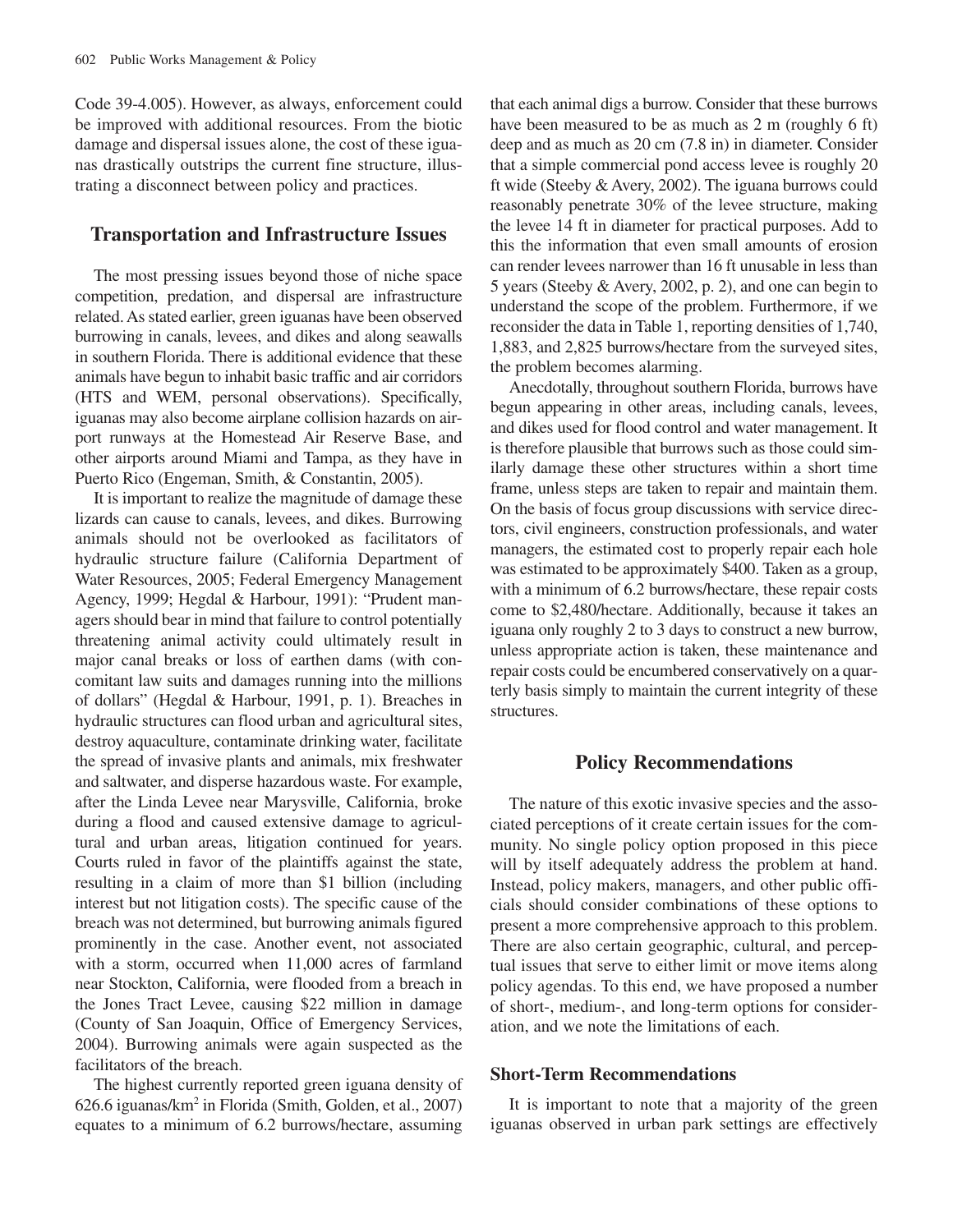Code 39-4.005). However, as always, enforcement could be improved with additional resources. From the biotic damage and dispersal issues alone, the cost of these iguanas drastically outstrips the current fine structure, illustrating a disconnect between policy and practices.

## Transportation and Infrastructure Issues

The most pressing issues beyond those of niche space competition, predation, and dispersal are infrastructure related. As stated earlier, green iguanas have been observed burrowing in canals, levees, and dikes and along seawalls in southern Florida. There is additional evidence that these animals have begun to inhabit basic traffic and air corridors (HTS and WEM, personal observations). Specifically, iguanas may also become airplane collision hazards on airport runways at the Homestead Air Reserve Base, and other airports around Miami and Tampa, as they have in Puerto Rico (Engeman, Smith, & Constantin, 2005).

It is important to realize the magnitude of damage these lizards can cause to canals, levees, and dikes. Burrowing animals should not be overlooked as facilitators of hydraulic structure failure (California Department of Water Resources, 2005; Federal Emergency Management Agency, 1999; Hegdal & Harbour, 1991): "Prudent managers should bear in mind that failure to control potentially threatening animal activity could ultimately result in major canal breaks or loss of earthen dams (with concomitant law suits and damages running into the millions of dollars" (Hegdal & Harbour, 1991, p. 1). Breaches in hydraulic structures can flood urban and agricultural sites, destroy aquaculture, contaminate drinking water, facilitate the spread of invasive plants and animals, mix freshwater and saltwater, and disperse hazardous waste. For example, after the Linda Levee near Marysville, California, broke during a flood and caused extensive damage to agricultural and urban areas, litigation continued for years. Courts ruled in favor of the plaintiffs against the state, resulting in a claim of more than $1 billion (including interest but not litigation costs). The specific cause of the breach was not determined, but burrowing animals figured prominently in the case. Another event, not associated with a storm, occurred when 11,000 acres of farmland near Stockton, California, were flooded from a breach in the Jones Tract Levee, causing $22 million in damage (County of San Joaquin, Office of Emergency Services, 2004). Burrowing animals were again suspected as the facilitators of the breach.

The highest currently reported green iguana density of 626.6 iguanas/km$^2$ in Florida (Smith, Golden, et al., 2007) equates to a minimum of 6.2 burrows/hectare, assuming that each animal digs a burrow. Consider that these burrows have been measured to be as much as 2 m (roughly 6 ft) deep and as much as 20 cm (7.8 in) in diameter. Consider that a simple commercial pond access levee is roughly 20 ft wide (Steeby & Avery, 2002). The iguana burrows could reasonably penetrate 30% of the levee structure, making the levee 14 ft in diameter for practical purposes. Add to this the information that even small amounts of erosion can render levees narrower than 16 ft unusable in less than 5 years (Steeby & Avery, 2002, p. 2), and one can begin to understand the scope of the problem. Furthermore, if we reconsider the data in Table 1, reporting densities of 1,740, 1,883, and 2,825 burrows/hectare from the surveyed sites, the problem becomes alarming.

Anecdotally, throughout southern Florida, burrows have begun appearing in other areas, including canals, levees, and dikes used for flood control and water management. It is therefore plausible that burrows such as those could similarly damage these other structures within a short time frame, unless steps are taken to repair and maintain them. On the basis of focus group discussions with service directors, civil engineers, construction professionals, and water managers, the estimated cost to properly repair each hole was estimated to be approximately $400. Taken as a group, with a minimum of 6.2 burrows/hectare, these repair costs come to $2,480/hectare. Additionally, because it takes an iguana only roughly 2 to 3 days to construct a new burrow, unless appropriate action is taken, these maintenance and repair costs could be encumbered conservatively on a quarterly basis simply to maintain the current integrity of these structures.

## Policy Recommendations

The nature of this exotic invasive species and the associated perceptions of it create certain issues for the community. No single policy option proposed in this piece will by itself adequately address the problem at hand. Instead, policy makers, managers, and other public officials should consider combinations of these options to present a more comprehensive approach to this problem. There are also certain geographic, cultural, and perceptual issues that serve to either limit or move items along policy agendas. To this end, we have proposed a number of short-, medium-, and long-term options for consideration, and we note the limitations of each.

### Short-Term Recommendations

It is important to note that a majority of the green iguanas observed in urban park settings are effectively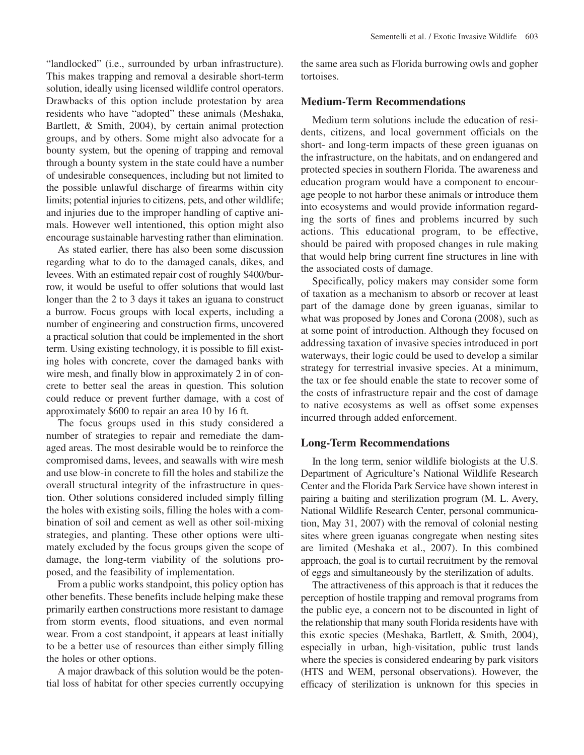"landlocked" (i.e., surrounded by urban infrastructure). This makes trapping and removal a desirable short-term solution, ideally using licensed wildlife control operators. Drawbacks of this option include protestation by area residents who have "adopted" these animals (Meshaka, Bartlett, & Smith, 2004), by certain animal protection groups, and by others. Some might also advocate for a bounty system, but the opening of trapping and removal through a bounty system in the state could have a number of undesirable consequences, including but not limited to the possible unlawful discharge of firearms within city limits; potential injuries to citizens, pets, and other wildlife; and injuries due to the improper handling of captive animals. However well intentioned, this option might also encourage sustainable harvesting rather than elimination.

As stated earlier, there has also been some discussion regarding what to do to the damaged canals, dikes, and levees. With an estimated repair cost of roughly \$400/burrow, it would be useful to offer solutions that would last longer than the 2 to 3 days it takes an iguana to construct a burrow. Focus groups with local experts, including a number of engineering and construction firms, uncovered a practical solution that could be implemented in the short term. Using existing technology, it is possible to fill existing holes with concrete, cover the damaged banks with wire mesh, and finally blow in approximately 2 in of concrete to better seal the areas in question. This solution could reduce or prevent further damage, with a cost of approximately \$600 to repair an area 10 by 16 ft.

The focus groups used in this study considered a number of strategies to repair and remediate the damaged areas. The most desirable would be to reinforce the compromised dams, levees, and seawalls with wire mesh and use blow-in concrete to fill the holes and stabilize the overall structural integrity of the infrastructure in question. Other solutions considered included simply filling the holes with existing soils, filling the holes with a combination of soil and cement as well as other soil-mixing strategies, and planting. These other options were ultimately excluded by the focus groups given the scope of damage, the long-term viability of the solutions proposed, and the feasibility of implementation.

From a public works standpoint, this policy option has other benefits. These benefits include helping make these primarily earthen constructions more resistant to damage from storm events, flood situations, and even normal wear. From a cost standpoint, it appears at least initially to be a better use of resources than either simply filling the holes or other options.

A major drawback of this solution would be the potential loss of habitat for other species currently occupying the same area such as Florida burrowing owls and gopher tortoises.

## Medium-Term Recommendations

Medium term solutions include the education of residents, citizens, and local government officials on the short- and long-term impacts of these green iguanas on the infrastructure, on the habitats, and on endangered and protected species in southern Florida. The awareness and education program would have a component to encourage people to not harbor these animals or introduce them into ecosystems and would provide information regarding the sorts of fines and problems incurred by such actions. This educational program, to be effective, should be paired with proposed changes in rule making that would help bring current fine structures in line with the associated costs of damage.

Specifically, policy makers may consider some form of taxation as a mechanism to absorb or recover at least part of the damage done by green iguanas, similar to what was proposed by Jones and Corona (2008), such as at some point of introduction. Although they focused on addressing taxation of invasive species introduced in port waterways, their logic could be used to develop a similar strategy for terrestrial invasive species. At a minimum, the tax or fee should enable the state to recover some of the costs of infrastructure repair and the cost of damage to native ecosystems as well as offset some expenses incurred through added enforcement.

## Long-Term Recommendations

In the long term, senior wildlife biologists at the U.S. Department of Agriculture's National Wildlife Research Center and the Florida Park Service have shown interest in pairing a baiting and sterilization program (M. L. Avery, National Wildlife Research Center, personal communication, May 31, 2007) with the removal of colonial nesting sites where green iguanas congregate when nesting sites are limited (Meshaka et al., 2007). In this combined approach, the goal is to curtail recruitment by the removal of eggs and simultaneously by the sterilization of adults.

The attractiveness of this approach is that it reduces the perception of hostile trapping and removal programs from the public eye, a concern not to be discounted in light of the relationship that many south Florida residents have with this exotic species (Meshaka, Bartlett, & Smith, 2004), especially in urban, high-visitation, public trust lands where the species is considered endearing by park visitors (HTS and WEM, personal observations). However, the efficacy of sterilization is unknown for this species in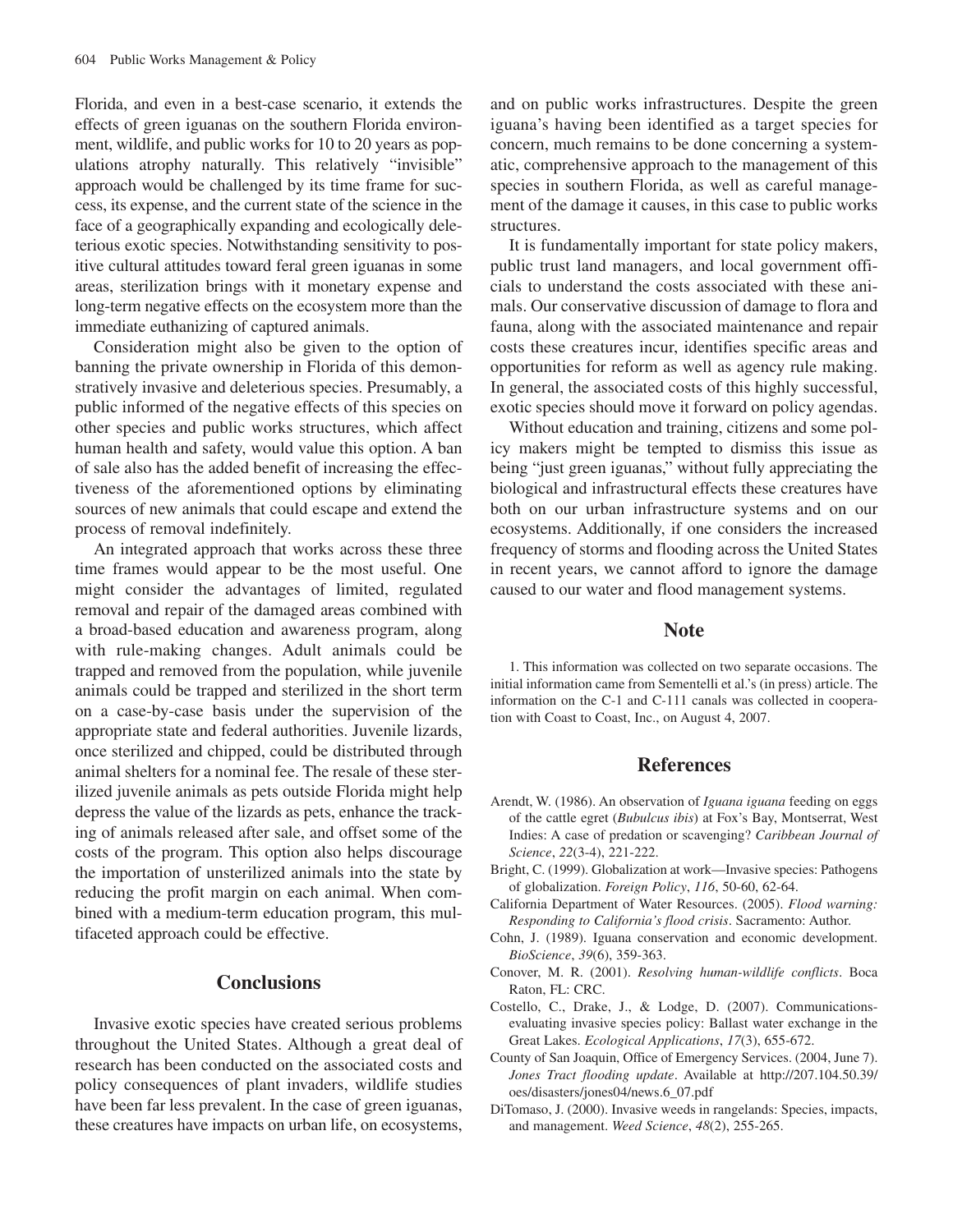Florida, and even in a best-case scenario, it extends the effects of green iguanas on the southern Florida environment, wildlife, and public works for 10 to 20 years as populations atrophy naturally. This relatively "invisible" approach would be challenged by its time frame for success, its expense, and the current state of the science in the face of a geographically expanding and ecologically deleterious exotic species. Notwithstanding sensitivity to positive cultural attitudes toward feral green iguanas in some areas, sterilization brings with it monetary expense and long-term negative effects on the ecosystem more than the immediate euthanizing of captured animals.

Consideration might also be given to the option of banning the private ownership in Florida of this demonstratively invasive and deleterious species. Presumably, a public informed of the negative effects of this species on other species and public works structures, which affect human health and safety, would value this option. A ban of sale also has the added benefit of increasing the effectiveness of the aforementioned options by eliminating sources of new animals that could escape and extend the process of removal indefinitely.

An integrated approach that works across these three time frames would appear to be the most useful. One might consider the advantages of limited, regulated removal and repair of the damaged areas combined with a broad-based education and awareness program, along with rule-making changes. Adult animals could be trapped and removed from the population, while juvenile animals could be trapped and sterilized in the short term on a case-by-case basis under the supervision of the appropriate state and federal authorities. Juvenile lizards, once sterilized and chipped, could be distributed through animal shelters for a nominal fee. The resale of these sterilized juvenile animals as pets outside Florida might help depress the value of the lizards as pets, enhance the tracking of animals released after sale, and offset some of the costs of the program. This option also helps discourage the importation of unsterilized animals into the state by reducing the profit margin on each animal. When combined with a medium-term education program, this multifaceted approach could be effective.

## Conclusions

Invasive exotic species have created serious problems throughout the United States. Although a great deal of research has been conducted on the associated costs and policy consequences of plant invaders, wildlife studies have been far less prevalent. In the case of green iguanas, these creatures have impacts on urban life, on ecosystems, and on public works infrastructures. Despite the green iguana's having been identified as a target species for concern, much remains to be done concerning a systematic, comprehensive approach to the management of this species in southern Florida, as well as careful management of the damage it causes, in this case to public works structures.

It is fundamentally important for state policy makers, public trust land managers, and local government officials to understand the costs associated with these animals. Our conservative discussion of damage to flora and fauna, along with the associated maintenance and repair costs these creatures incur, identifies specific areas and opportunities for reform as well as agency rule making. In general, the associated costs of this highly successful, exotic species should move it forward on policy agendas.

Without education and training, citizens and some policy makers might be tempted to dismiss this issue as being "just green iguanas," without fully appreciating the biological and infrastructural effects these creatures have both on our urban infrastructure systems and on our ecosystems. Additionally, if one considers the increased frequency of storms and flooding across the United States in recent years, we cannot afford to ignore the damage caused to our water and flood management systems.

## Note

1. This information was collected on two separate occasions. The initial information came from Sementelli et al.'s (in press) article. The information on the C-1 and C-111 canals was collected in cooperation with Coast to Coast, Inc., on August 4, 2007.

## References

Arendt, W. (1986). An observation of *Iguana iguana* feeding on eggs of the cattle egret (*Bubulcus ibis*) at Fox's Bay, Montserrat, West Indies: A case of predation or scavenging? *Caribbean Journal of Science*, *22*(3-4), 221-222.

Bright, C. (1999). Globalization at work—Invasive species: Pathogens of globalization. *Foreign Policy*, *116*, 50-60, 62-64.

California Department of Water Resources. (2005). *Flood warning: Responding to California's flood crisis*. Sacramento: Author.

Cohn, J. (1989). Iguana conservation and economic development. *BioScience*, *39*(6), 359-363.

Conover, M. R. (2001). *Resolving human-wildlife conflicts*. Boca Raton, FL: CRC.

Costello, C., Drake, J., & Lodge, D. (2007). Communications-evaluating invasive species policy: Ballast water exchange in the Great Lakes. *Ecological Applications*, *17*(3), 655-672.

County of San Joaquin, Office of Emergency Services. (2004, June 7). *Jones Tract flooding update*. Available at http://207.104.50.39/oes/disasters/jones04/news.6_07.pdf

DiTomaso, J. (2000). Invasive weeds in rangelands: Species, impacts, and management. *Weed Science*, *48*(2), 255-265.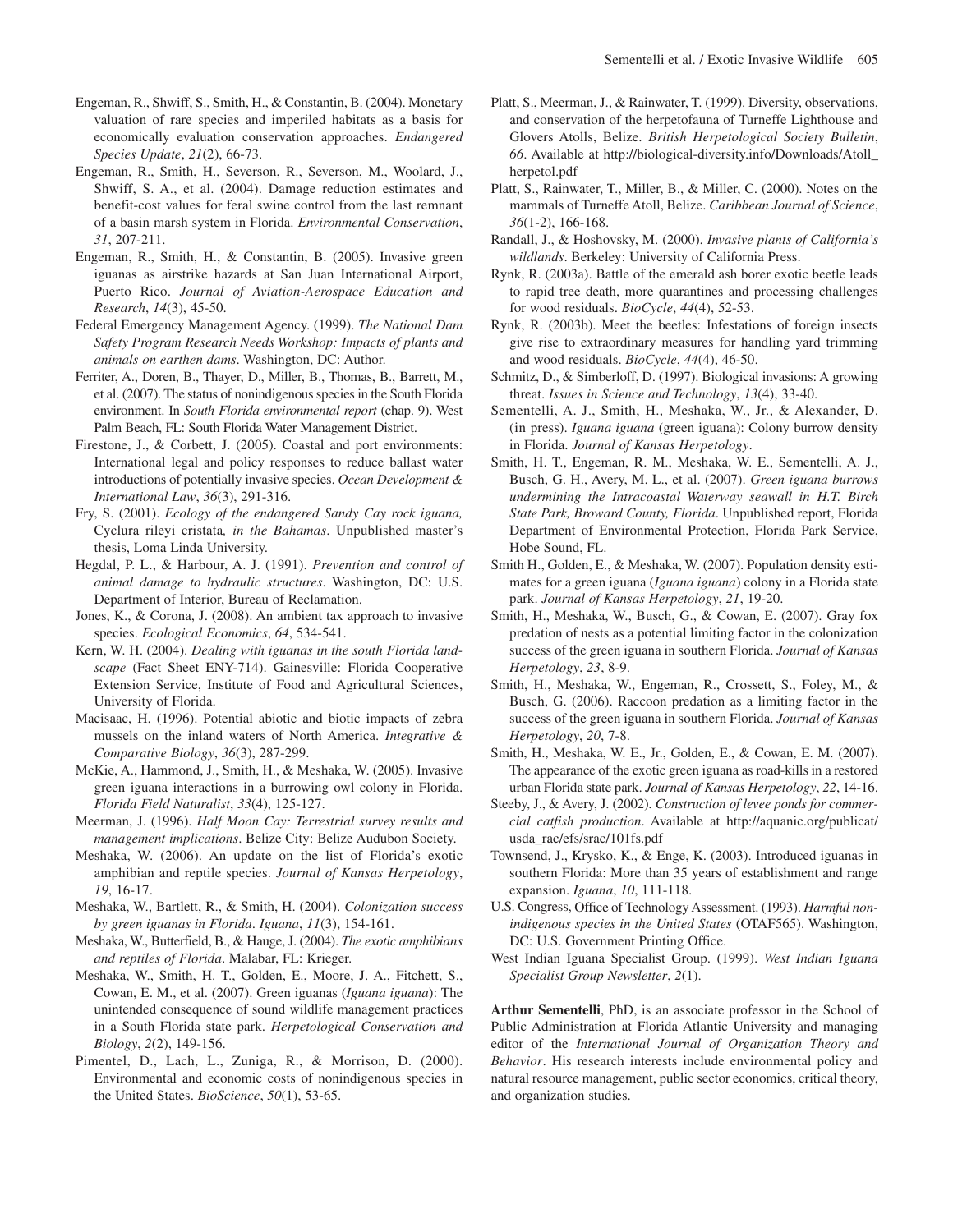Engeman, R., Shwiff, S., Smith, H., & Constantin, B. (2004). Monetary valuation of rare species and imperiled habitats as a basis for economically evaluation conservation approaches. *Endangered Species Update*, *21*(2), 66-73.

Engeman, R., Smith, H., Severson, R., Severson, M., Woolard, J., Shwiff, S. A., et al. (2004). Damage reduction estimates and benefit-cost values for feral swine control from the last remnant of a basin marsh system in Florida. *Environmental Conservation*, *31*, 207-211.

Engeman, R., Smith, H., & Constantin, B. (2005). Invasive green iguanas as airstrike hazards at San Juan International Airport, Puerto Rico. *Journal of Aviation-Aerospace Education and Research*, *14*(3), 45-50.

Federal Emergency Management Agency. (1999). *The National Dam Safety Program Research Needs Workshop: Impacts of plants and animals on earthen dams*. Washington, DC: Author.

Ferriter, A., Doren, B., Thayer, D., Miller, B., Thomas, B., Barrett, M., et al. (2007). The status of nonindigenous species in the South Florida environment. In *South Florida environmental report* (chap. 9). West Palm Beach, FL: South Florida Water Management District.

Firestone, J., & Corbett, J. (2005). Coastal and port environments: International legal and policy responses to reduce ballast water introductions of potentially invasive species. *Ocean Development & International Law*, *36*(3), 291-316.

Fry, S. (2001). *Ecology of the endangered Sandy Cay rock iguana,* Cyclura rileyi cristata*, in the Bahamas*. Unpublished master's thesis, Loma Linda University.

Hegdal, P. L., & Harbour, A. J. (1991). *Prevention and control of animal damage to hydraulic structures*. Washington, DC: U.S. Department of Interior, Bureau of Reclamation.

Jones, K., & Corona, J. (2008). An ambient tax approach to invasive species. *Ecological Economics*, *64*, 534-541.

Kern, W. H. (2004). *Dealing with iguanas in the south Florida landscape* (Fact Sheet ENY-714). Gainesville: Florida Cooperative Extension Service, Institute of Food and Agricultural Sciences, University of Florida.

Macisaac, H. (1996). Potential abiotic and biotic impacts of zebra mussels on the inland waters of North America. *Integrative & Comparative Biology*, *36*(3), 287-299.

McKie, A., Hammond, J., Smith, H., & Meshaka, W. (2005). Invasive green iguana interactions in a burrowing owl colony in Florida. *Florida Field Naturalist*, *33*(4), 125-127.

Meerman, J. (1996). *Half Moon Cay: Terrestrial survey results and management implications*. Belize City: Belize Audubon Society.

Meshaka, W. (2006). An update on the list of Florida's exotic amphibian and reptile species. *Journal of Kansas Herpetology*, *19*, 16-17.

Meshaka, W., Bartlett, R., & Smith, H. (2004). *Colonization success by green iguanas in Florida*. *Iguana*, *11*(3), 154-161.

Meshaka, W., Butterfield, B., & Hauge, J. (2004). *The exotic amphibians and reptiles of Florida*. Malabar, FL: Krieger.

Meshaka, W., Smith, H. T., Golden, E., Moore, J. A., Fitchett, S., Cowan, E. M., et al. (2007). Green iguanas (*Iguana iguana*): The unintended consequence of sound wildlife management practices in a South Florida state park. *Herpetological Conservation and Biology*, *2*(2), 149-156.

Pimentel, D., Lach, L., Zuniga, R., & Morrison, D. (2000). Environmental and economic costs of nonindigenous species in the United States. *BioScience*, *50*(1), 53-65.

Platt, S., Meerman, J., & Rainwater, T. (1999). Diversity, observations, and conservation of the herpetofauna of Turneffe Lighthouse and Glovers Atolls, Belize. *British Herpetological Society Bulletin*, *66*. Available at http://biological-diversity.info/Downloads/Atoll_herpetol.pdf

Platt, S., Rainwater, T., Miller, B., & Miller, C. (2000). Notes on the mammals of Turneffe Atoll, Belize. *Caribbean Journal of Science*, *36*(1-2), 166-168.

Randall, J., & Hoshovsky, M. (2000). *Invasive plants of California's wildlands*. Berkeley: University of California Press.

Rynk, R. (2003a). Battle of the emerald ash borer exotic beetle leads to rapid tree death, more quarantines and processing challenges for wood residuals. *BioCycle*, *44*(4), 52-53.

Rynk, R. (2003b). Meet the beetles: Infestations of foreign insects give rise to extraordinary measures for handling yard trimming and wood residuals. *BioCycle*, *44*(4), 46-50.

Schmitz, D., & Simberloff, D. (1997). Biological invasions: A growing threat. *Issues in Science and Technology*, *13*(4), 33-40.

Sementelli, A. J., Smith, H., Meshaka, W., Jr., & Alexander, D. (in press). *Iguana iguana* (green iguana): Colony burrow density in Florida. *Journal of Kansas Herpetology*.

Smith, H. T., Engeman, R. M., Meshaka, W. E., Sementelli, A. J., Busch, G. H., Avery, M. L., et al. (2007). *Green iguana burrows undermining the Intracoastal Waterway seawall in H.T. Birch State Park, Broward County, Florida*. Unpublished report, Florida Department of Environmental Protection, Florida Park Service, Hobe Sound, FL.

Smith H., Golden, E., & Meshaka, W. (2007). Population density estimates for a green iguana (*Iguana iguana*) colony in a Florida state park. *Journal of Kansas Herpetology*, *21*, 19-20.

Smith, H., Meshaka, W., Busch, G., & Cowan, E. (2007). Gray fox predation of nests as a potential limiting factor in the colonization success of the green iguana in southern Florida. *Journal of Kansas Herpetology*, *23*, 8-9.

Smith, H., Meshaka, W., Engeman, R., Crossett, S., Foley, M., & Busch, G. (2006). Raccoon predation as a limiting factor in the success of the green iguana in southern Florida. *Journal of Kansas Herpetology*, *20*, 7-8.

Smith, H., Meshaka, W. E., Jr., Golden, E., & Cowan, E. M. (2007). The appearance of the exotic green iguana as road-kills in a restored urban Florida state park. *Journal of Kansas Herpetology*, *22*, 14-16.

Steeby, J., & Avery, J. (2002). *Construction of levee ponds for commercial catfish production*. Available at http://aquanic.org/publicat/usda_rac/efs/srac/101fs.pdf

Townsend, J., Krysko, K., & Enge, K. (2003). Introduced iguanas in southern Florida: More than 35 years of establishment and range expansion. *Iguana*, *10*, 111-118.

U.S. Congress, Office of Technology Assessment. (1993). *Harmful non-indigenous species in the United States* (OTAF565). Washington, DC: U.S. Government Printing Office.

West Indian Iguana Specialist Group. (1999). *West Indian Iguana Specialist Group Newsletter*, *2*(1).

**Arthur Sementelli**, PhD, is an associate professor in the School of Public Administration at Florida Atlantic University and managing editor of the *International Journal of Organization Theory and Behavior*. His research interests include environmental policy and natural resource management, public sector economics, critical theory, and organization studies.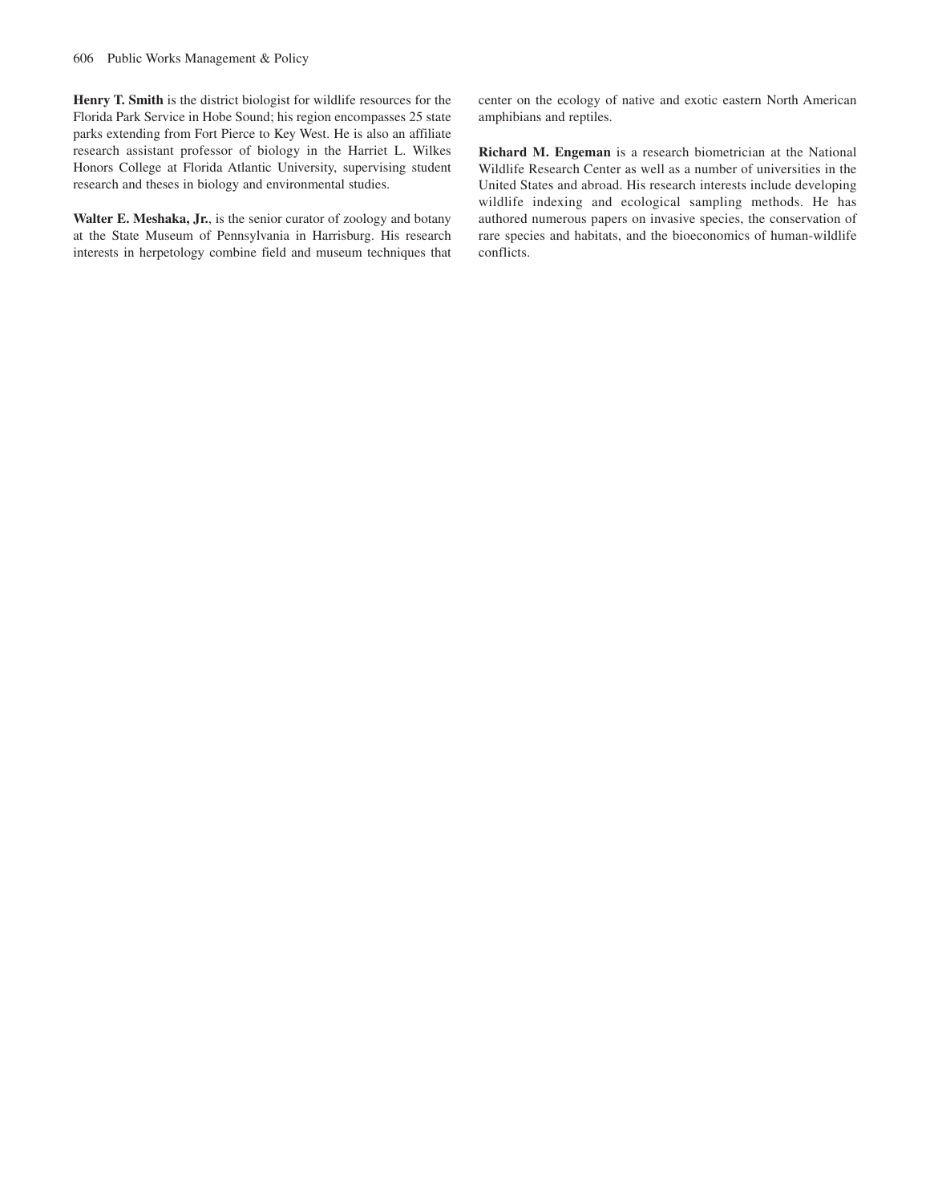**Henry T. Smith** is the district biologist for wildlife resources for the Florida Park Service in Hobe Sound; his region encompasses 25 state parks extending from Fort Pierce to Key West. He is also an affiliate research assistant professor of biology in the Harriet L. Wilkes Honors College at Florida Atlantic University, supervising student research and theses in biology and environmental studies.

**Walter E. Meshaka, Jr.**, is the senior curator of zoology and botany at the State Museum of Pennsylvania in Harrisburg. His research interests in herpetology combine field and museum techniques that center on the ecology of native and exotic eastern North American amphibians and reptiles.

**Richard M. Engeman** is a research biometrician at the National Wildlife Research Center as well as a number of universities in the United States and abroad. His research interests include developing wildlife indexing and ecological sampling methods. He has authored numerous papers on invasive species, the conservation of rare species and habitats, and the bioeconomics of human-wildlife conflicts.